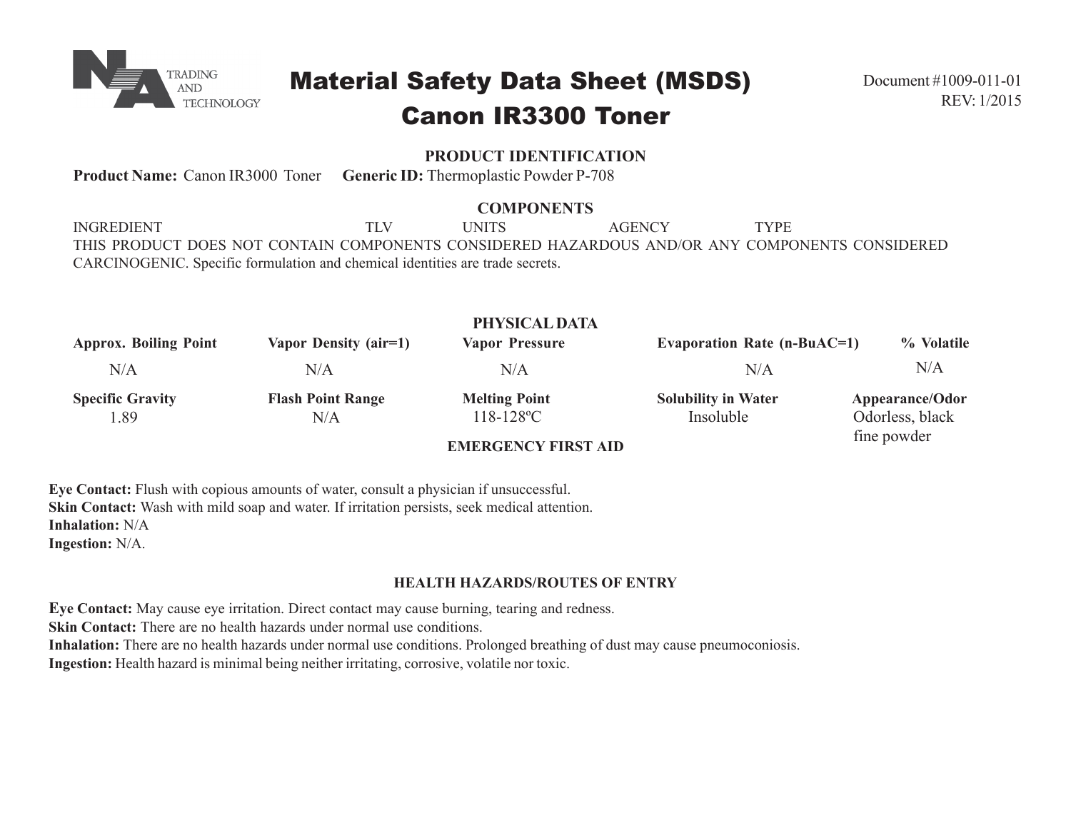NA TRADING AND TECHNOLOGY

# Material Safety Data Sheet (MSDS)
# Canon IR3300 Toner

Document #1009-011-01
REV: 1/2015

## PRODUCT IDENTIFICATION

**Product Name:** Canon IR3000 Toner **Generic ID:** Thermoplastic Powder P-708

## COMPONENTS

| INGREDIENT | TLV | UNITS | AGENCY | TYPE |
|---|---|---|---|---|

THIS PRODUCT DOES NOT CONTAIN COMPONENTS CONSIDERED HAZARDOUS AND/OR ANY COMPONENTS CONSIDERED CARCINOGENIC. Specific formulation and chemical identities are trade secrets.

## PHYSICAL DATA

| Approx. Boiling Point | Vapor Density (air=1) | Vapor Pressure | Evaporation Rate (n-BuAC=1) | % Volatile |
|---|---|---|---|---|
| N/A | N/A | N/A | N/A | N/A |

| Specific Gravity | Flash Point Range | Melting Point | Solubility in Water | Appearance/Odor |
|---|---|---|---|---|
| 1.89 | N/A | 118-128ºC | Insoluble | Odorless, black fine powder |

## EMERGENCY FIRST AID

**Eye Contact:** Flush with copious amounts of water, consult a physician if unsuccessful.
**Skin Contact:** Wash with mild soap and water. If irritation persists, seek medical attention.
**Inhalation:** N/A
**Ingestion:** N/A.

## HEALTH HAZARDS/ROUTES OF ENTRY

**Eye Contact:** May cause eye irritation. Direct contact may cause burning, tearing and redness.
**Skin Contact:** There are no health hazards under normal use conditions.
**Inhalation:** There are no health hazards under normal use conditions. Prolonged breathing of dust may cause pneumoconiosis.
**Ingestion:** Health hazard is minimal being neither irritating, corrosive, volatile nor toxic.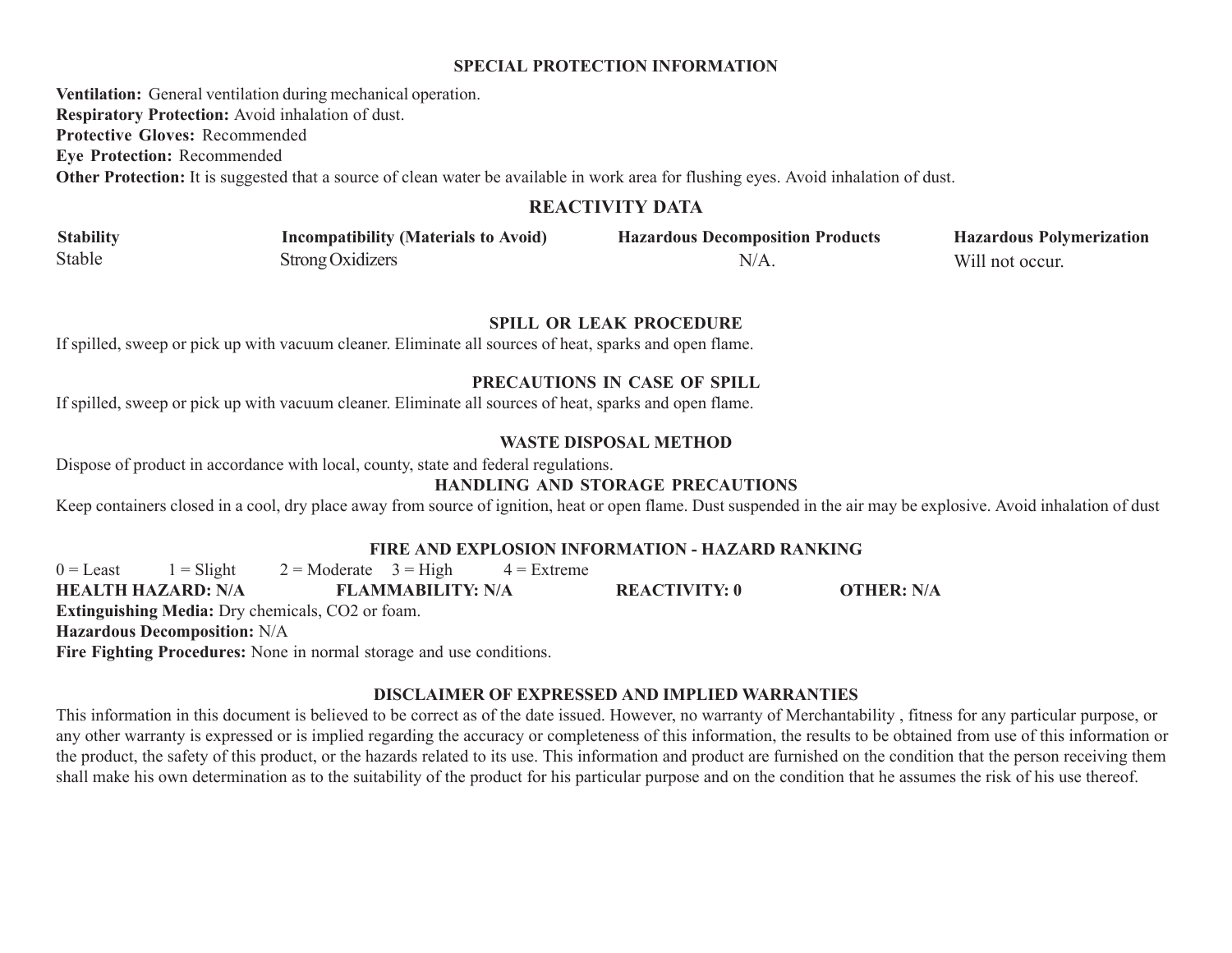## SPECIAL PROTECTION INFORMATION

**Ventilation:** General ventilation during mechanical operation.
**Respiratory Protection:** Avoid inhalation of dust.
**Protective Gloves:** Recommended
**Eye Protection:** Recommended
**Other Protection:** It is suggested that a source of clean water be available in work area for flushing eyes. Avoid inhalation of dust.

## REACTIVITY DATA

| Stability | Incompatibility (Materials to Avoid) | Hazardous Decomposition Products | Hazardous Polymerization |
|---|---|---|---|
| Stable | Strong Oxidizers | N/A. | Will not occur. |

## SPILL OR LEAK PROCEDURE

If spilled, sweep or pick up with vacuum cleaner. Eliminate all sources of heat, sparks and open flame.

## PRECAUTIONS IN CASE OF SPILL

If spilled, sweep or pick up with vacuum cleaner. Eliminate all sources of heat, sparks and open flame.

## WASTE DISPOSAL METHOD

Dispose of product in accordance with local, county, state and federal regulations.

## HANDLING AND STORAGE PRECAUTIONS

Keep containers closed in a cool, dry place away from source of ignition, heat or open flame. Dust suspended in the air may be explosive. Avoid inhalation of dust

## FIRE AND EXPLOSION INFORMATION - HAZARD RANKING

0 = Least 1 = Slight 2 = Moderate 3 = High 4 = Extreme

**HEALTH HAZARD: N/A** **FLAMMABILITY: N/A** **REACTIVITY: 0** **OTHER: N/A**

**Extinguishing Media:** Dry chemicals, $CO_2$ or foam.
**Hazardous Decomposition:** N/A
**Fire Fighting Procedures:** None in normal storage and use conditions.

## DISCLAIMER OF EXPRESSED AND IMPLIED WARRANTIES

This information in this document is believed to be correct as of the date issued. However, no warranty of Merchantability , fitness for any particular purpose, or any other warranty is expressed or is implied regarding the accuracy or completeness of this information, the results to be obtained from use of this information or the product, the safety of this product, or the hazards related to its use. This information and product are furnished on the condition that the person receiving them shall make his own determination as to the suitability of the product for his particular purpose and on the condition that he assumes the risk of his use thereof.